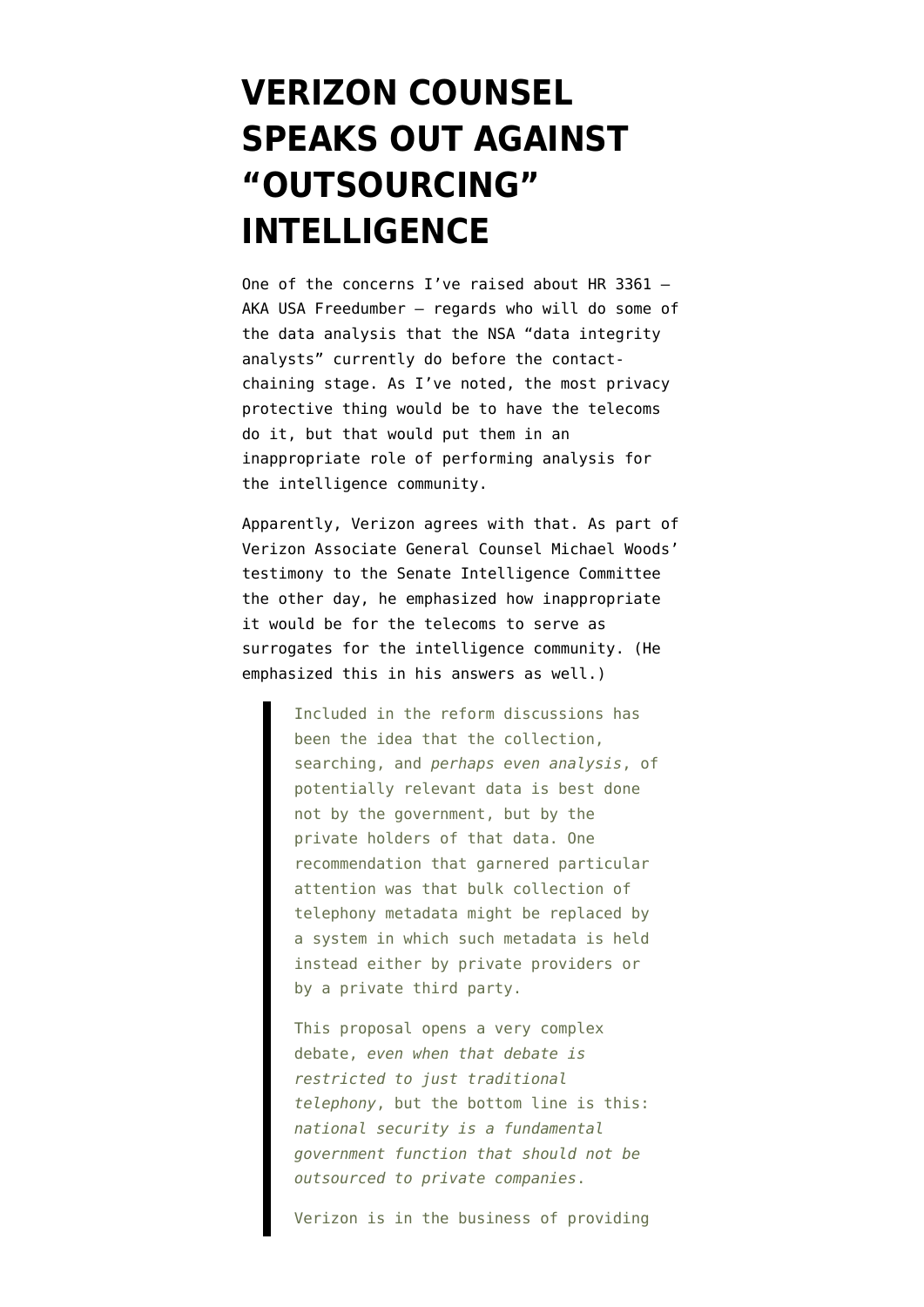# VERIZON COUNSEL SPEAKS OUT AGAINST "OUTSOURCING" INTELLIGENCE

One of the concerns I've raised about HR 3361 — AKA USA Freedumber — regards who will do some of the data analysis that the NSA "data integrity analysts" currently do before the contact-chaining stage. As I've noted, the most privacy protective thing would be to have the telecoms do it, but that would put them in an inappropriate role of performing analysis for the intelligence community.

Apparently, Verizon agrees with that. As part of Verizon Associate General Counsel Michael Woods' testimony to the Senate Intelligence Committee the other day, he emphasized how inappropriate it would be for the telecoms to serve as surrogates for the intelligence community. (He emphasized this in his answers as well.)

> Included in the reform discussions has been the idea that the collection, searching, and *perhaps even analysis*, of potentially relevant data is best done not by the government, but by the private holders of that data. One recommendation that garnered particular attention was that bulk collection of telephony metadata might be replaced by a system in which such metadata is held instead either by private providers or by a private third party.
>
> This proposal opens a very complex debate, *even when that debate is restricted to just traditional telephony*, but the bottom line is this: *national security is a fundamental government function that should not be outsourced to private companies*.
>
> Verizon is in the business of providing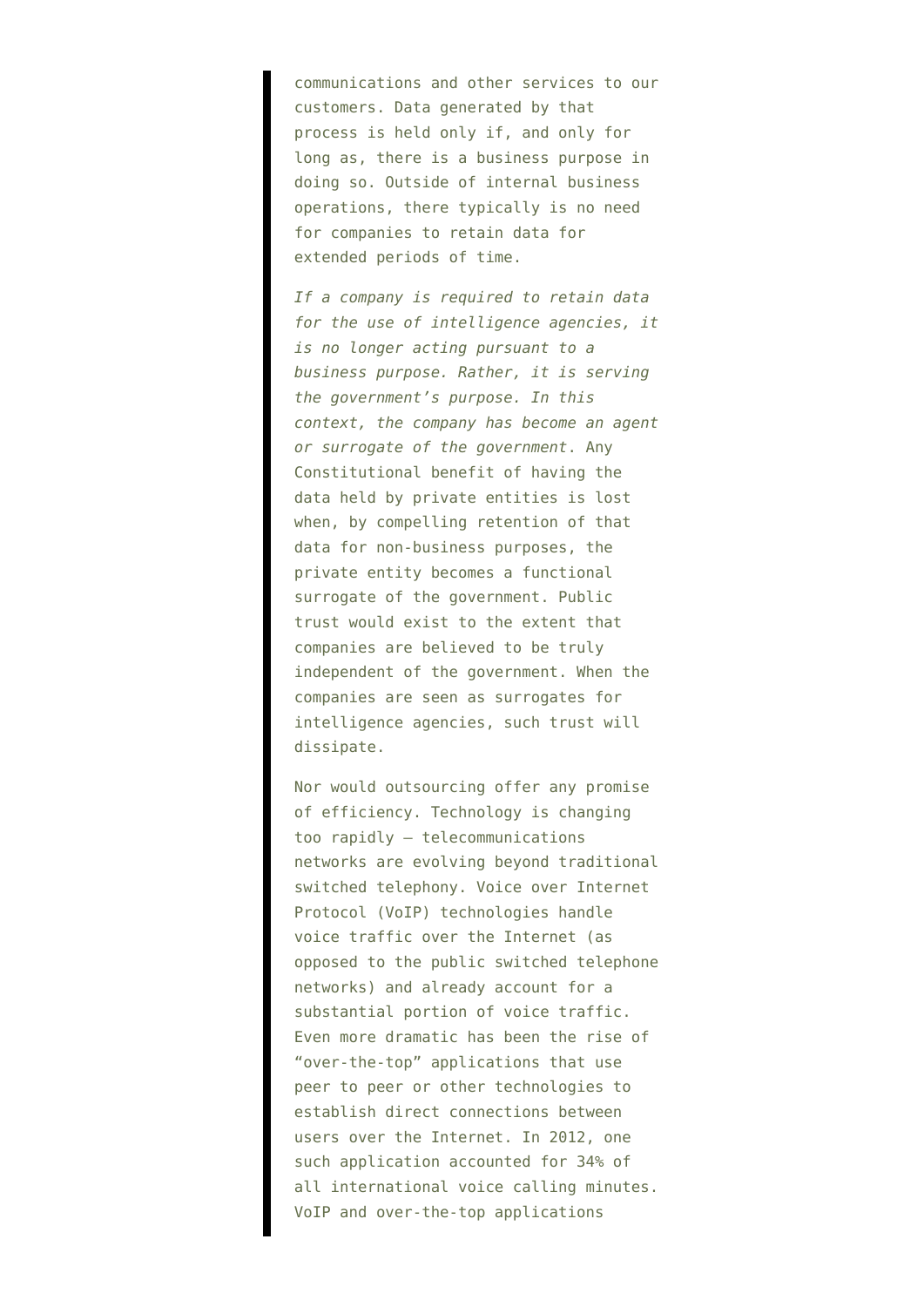> communications and other services to our customers. Data generated by that process is held only if, and only for long as, there is a business purpose in doing so. Outside of internal business operations, there typically is no need for companies to retain data for extended periods of time.
>
> *If a company is required to retain data for the use of intelligence agencies, it is no longer acting pursuant to a business purpose. Rather, it is serving the government's purpose. In this context, the company has become an agent or surrogate of the government.* Any Constitutional benefit of having the data held by private entities is lost when, by compelling retention of that data for non-business purposes, the private entity becomes a functional surrogate of the government. Public trust would exist to the extent that companies are believed to be truly independent of the government. When the companies are seen as surrogates for intelligence agencies, such trust will dissipate.
>
> Nor would outsourcing offer any promise of efficiency. Technology is changing too rapidly – telecommunications networks are evolving beyond traditional switched telephony. Voice over Internet Protocol (VoIP) technologies handle voice traffic over the Internet (as opposed to the public switched telephone networks) and already account for a substantial portion of voice traffic. Even more dramatic has been the rise of "over-the-top" applications that use peer to peer or other technologies to establish direct connections between users over the Internet. In 2012, one such application accounted for 34% of all international voice calling minutes. VoIP and over-the-top applications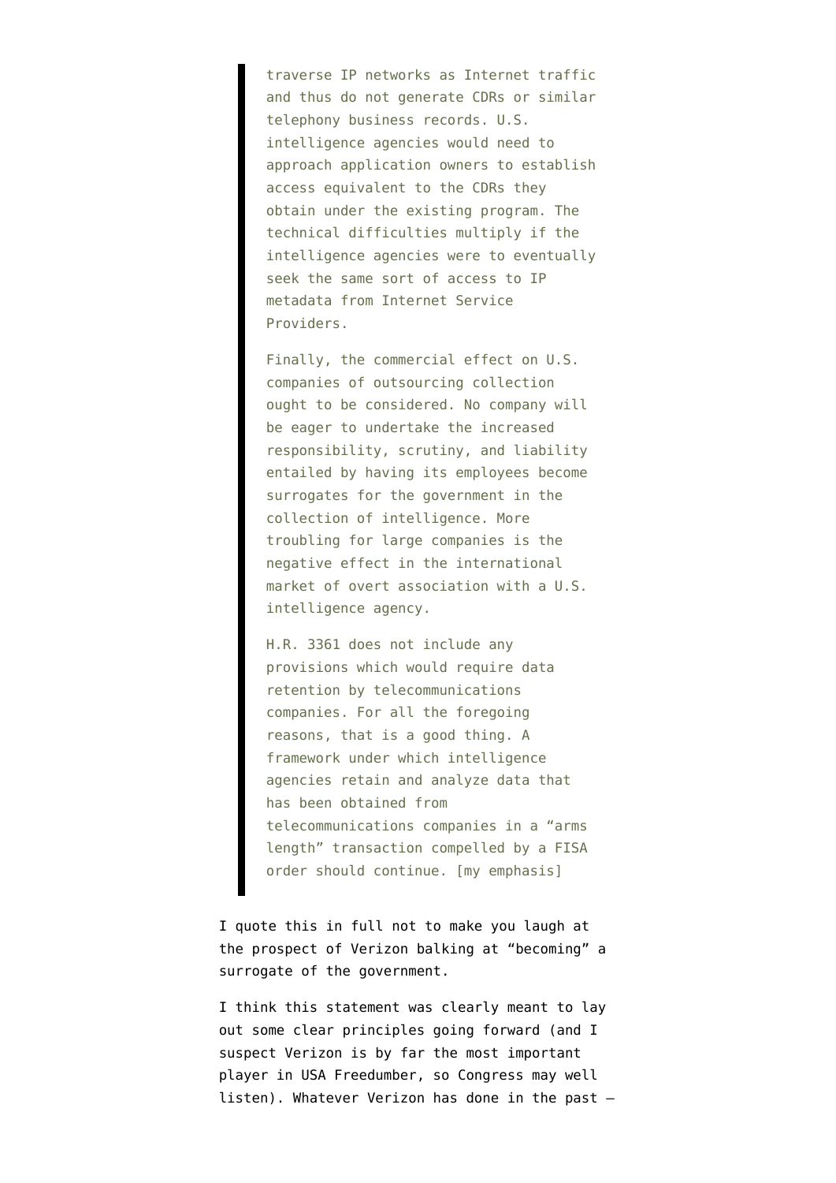> traverse IP networks as Internet traffic and thus do not generate CDRs or similar telephony business records. U.S. intelligence agencies would need to approach application owners to establish access equivalent to the CDRs they obtain under the existing program. The technical difficulties multiply if the intelligence agencies were to eventually seek the same sort of access to IP metadata from Internet Service Providers.
>
> Finally, the commercial effect on U.S. companies of outsourcing collection ought to be considered. No company will be eager to undertake the increased responsibility, scrutiny, and liability entailed by having its employees become surrogates for the government in the collection of intelligence. More troubling for large companies is the negative effect in the international market of overt association with a U.S. intelligence agency.
>
> H.R. 3361 does not include any provisions which would require data retention by telecommunications companies. For all the foregoing reasons, that is a good thing. A framework under which intelligence agencies retain and analyze data that has been obtained from telecommunications companies in a "arms length" transaction compelled by a FISA order should continue. [my emphasis]

I quote this in full not to make you laugh at the prospect of Verizon balking at "becoming" a surrogate of the government.

I think this statement was clearly meant to lay out some clear principles going forward (and I suspect Verizon is by far the most important player in USA Freedumber, so Congress may well listen). Whatever Verizon has done in the past –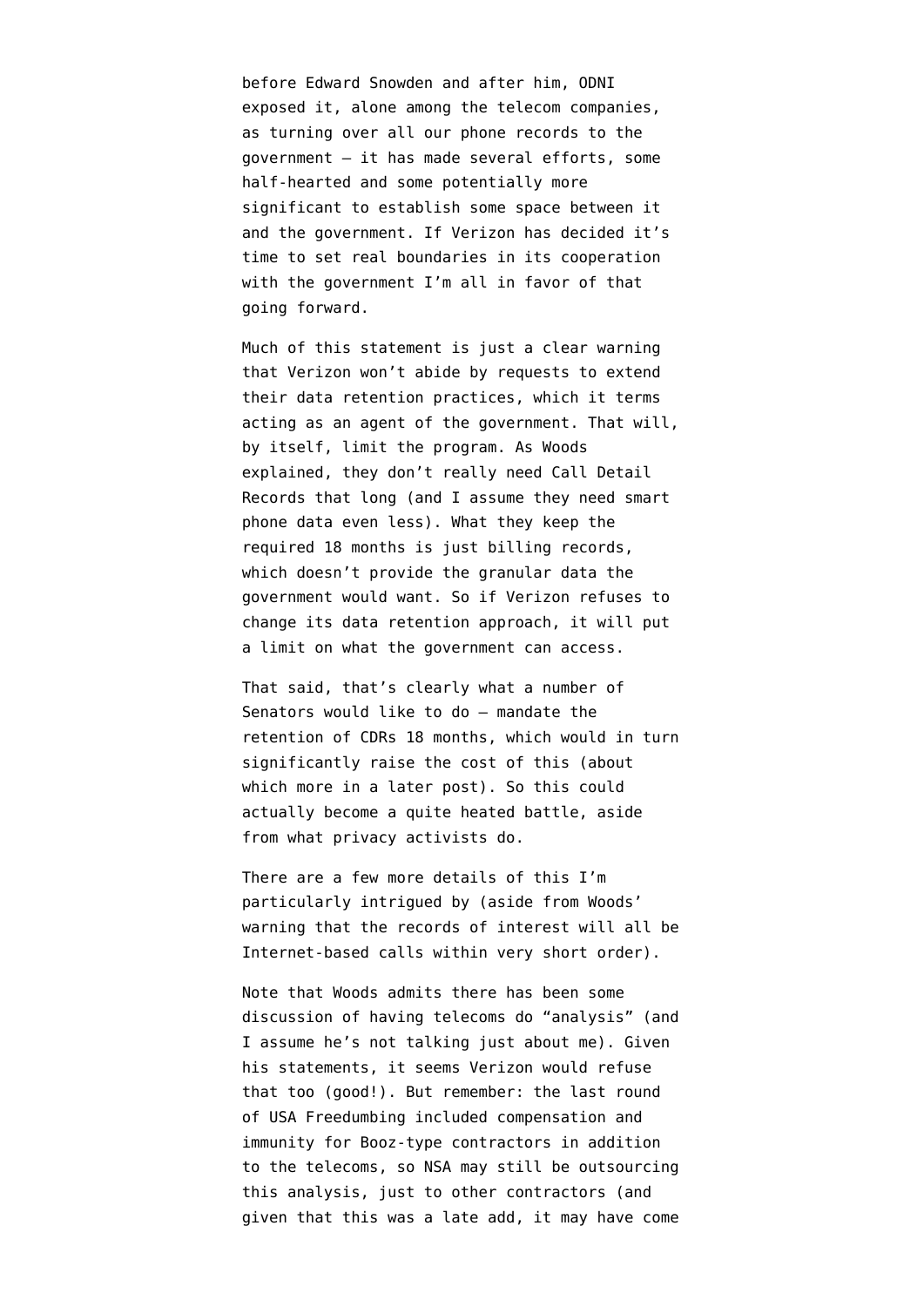before Edward Snowden and after him, ODNI exposed it, alone among the telecom companies, as turning over all our phone records to the government — it has made several efforts, some half-hearted and some potentially more significant to establish some space between it and the government. If Verizon has decided it's time to set real boundaries in its cooperation with the government I'm all in favor of that going forward.

Much of this statement is just a clear warning that Verizon won't abide by requests to extend their data retention practices, which it terms acting as an agent of the government. That will, by itself, limit the program. As Woods explained, they don't really need Call Detail Records that long (and I assume they need smart phone data even less). What they keep the required 18 months is just billing records, which doesn't provide the granular data the government would want. So if Verizon refuses to change its data retention approach, it will put a limit on what the government can access.

That said, that's clearly what a number of Senators would like to do — mandate the retention of CDRs 18 months, which would in turn significantly raise the cost of this (about which more in a later post). So this could actually become a quite heated battle, aside from what privacy activists do.

There are a few more details of this I'm particularly intrigued by (aside from Woods' warning that the records of interest will all be Internet-based calls within very short order).

Note that Woods admits there has been some discussion of having telecoms do "analysis" (and I assume he's not talking just about me). Given his statements, it seems Verizon would refuse that too (good!). But remember: the last round of USA Freedumbing included compensation and immunity for Booz-type contractors in addition to the telecoms, so NSA may still be outsourcing this analysis, just to other contractors (and given that this was a late add, it may have come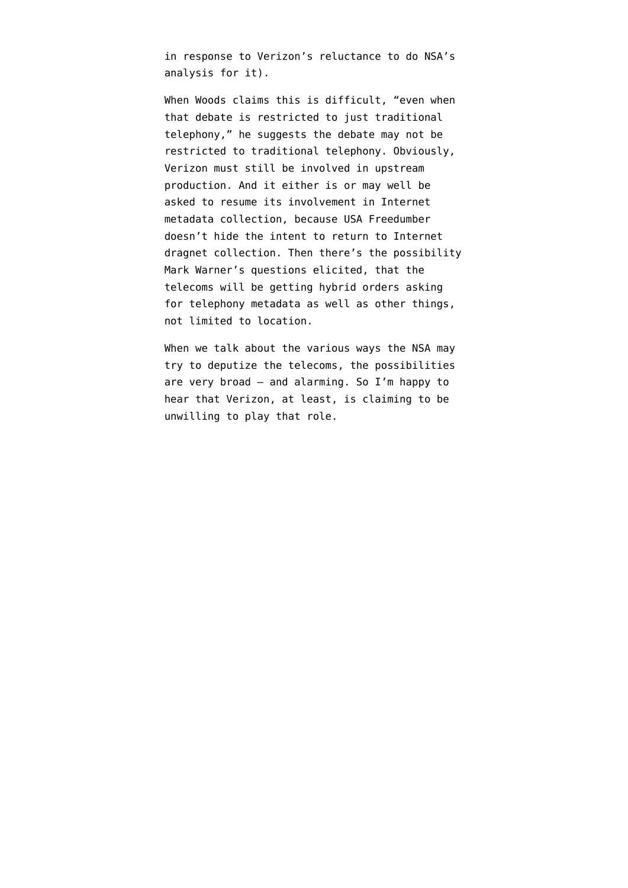in response to Verizon’s reluctance to do NSA’s analysis for it).

When Woods claims this is difficult, “even when that debate is restricted to just traditional telephony,” he suggests the debate may not be restricted to traditional telephony. Obviously, Verizon must still be involved in upstream production. And it either is or may well be asked to resume its involvement in Internet metadata collection, because USA Freedumber doesn’t hide the intent to return to Internet dragnet collection. Then there’s the possibility Mark Warner’s questions elicited, that the telecoms will be getting hybrid orders asking for telephony metadata as well as other things, not limited to location.

When we talk about the various ways the NSA may try to deputize the telecoms, the possibilities are very broad — and alarming. So I’m happy to hear that Verizon, at least, is claiming to be unwilling to play that role.